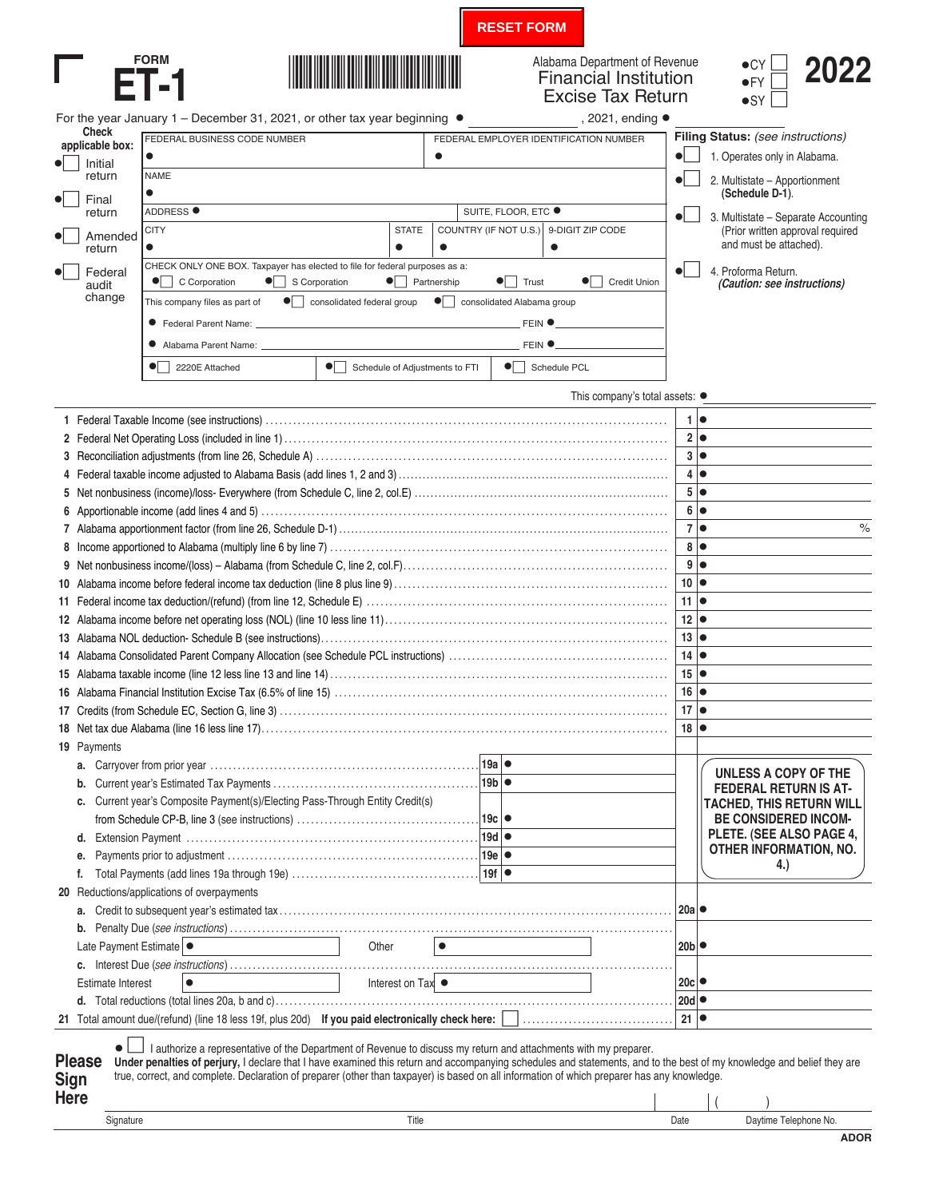RESET FORM

FORM **ET-1**

Alabama Department of Revenue
Financial Institution
Excise Tax Return

●CY ☐
●FY ☐
●SY ☐

**2022**

For the year January 1 – December 31, 2021, or other tax year beginning ● ____________, 2021, ending ● ____________

**Check applicable box:**

- ● ☐ Initial return
- ● ☐ Final return
- ● ☐ Amended return
- ● ☐ Federal audit change

| FEDERAL BUSINESS CODE NUMBER | | FEDERAL EMPLOYER IDENTIFICATION NUMBER | |
|---|---|---|---|
| ● | | ● | |
| NAME | | | |
| ● | | | |
| ADDRESS ● | | SUITE, FLOOR, ETC ● | |
| CITY | STATE | COUNTRY (IF NOT U.S.) | 9-DIGIT ZIP CODE |
| ● | ● | ● | ● |

CHECK ONLY ONE BOX. Taxpayer has elected to file for federal purposes as a:
● ☐ C Corporation ● ☐ S Corporation ● ☐ Partnership ● ☐ Trust ● ☐ Credit Union

This company files as part of ● ☐ consolidated federal group ● ☐ consolidated Alabama group

● Federal Parent Name: ______________________ FEIN ● ____________

● Alabama Parent Name: ______________________ FEIN ● ____________

● ☐ 2220E Attached ● ☐ Schedule of Adjustments to FTI ● ☐ Schedule PCL

**Filing Status:** *(see instructions)*

- ● ☐ 1. Operates only in Alabama.
- ● ☐ 2. Multistate – Apportionment **(Schedule D-1)**.
- ● ☐ 3. Multistate – Separate Accounting (Prior written approval required and must be attached).
- ● ☐ 4. Proforma Return. ***(Caution: see instructions)***

This company's total assets: ● ____________

| | | | |
|---|---|---|---|
| 1 | Federal Taxable Income (see instructions) | 1 | ● |
| 2 | Federal Net Operating Loss (included in line 1) | 2 | ● |
| 3 | Reconciliation adjustments (from line 26, Schedule A) | 3 | ● |
| 4 | Federal taxable income adjusted to Alabama Basis (add lines 1, 2 and 3) | 4 | ● |
| 5 | Net nonbusiness (income)/loss- Everywhere (from Schedule C, line 2, col.E) | 5 | ● |
| 6 | Apportionable income (add lines 4 and 5) | 6 | ● |
| 7 | Alabama apportionment factor (from line 26, Schedule D-1) | 7 | ● % |
| 8 | Income apportioned to Alabama (multiply line 6 by line 7) | 8 | ● |
| 9 | Net nonbusiness income/(loss) – Alabama (from Schedule C, line 2, col.F) | 9 | ● |
| 10 | Alabama income before federal income tax deduction (line 8 plus line 9) | 10 | ● |
| 11 | Federal income tax deduction/(refund) (from line 12, Schedule E) | 11 | ● |
| 12 | Alabama income before net operating loss (NOL) (line 10 less line 11) | 12 | ● |
| 13 | Alabama NOL deduction- Schedule B (see instructions) | 13 | ● |
| 14 | Alabama Consolidated Parent Company Allocation (see Schedule PCL instructions) | 14 | ● |
| 15 | Alabama taxable income (line 12 less line 13 and line 14) | 15 | ● |
| 16 | Alabama Financial Institution Excise Tax (6.5% of line 15) | 16 | ● |
| 17 | Credits (from Schedule EC, Section G, line 3) | 17 | ● |
| 18 | Net tax due Alabama (line 16 less line 17) | 18 | ● |

**19** Payments

| | | | |
|---|---|---|---|
| a. | Carryover from prior year | 19a | ● |
| b. | Current year's Estimated Tax Payments | 19b | ● |
| c. | Current year's Composite Payment(s)/Electing Pass-Through Entity Credit(s) from Schedule CP-B, line 3 (see instructions) | 19c | ● |
| d. | Extension Payment | 19d | ● |
| e. | Payments prior to adjustment | 19e | ● |
| f. | Total Payments (add lines 19a through 19e) | 19f | ● |

**UNLESS A COPY OF THE FEDERAL RETURN IS ATTACHED, THIS RETURN WILL BE CONSIDERED INCOMPLETE. (SEE ALSO PAGE 4, OTHER INFORMATION, NO. 4.)**

**20** Reductions/applications of overpayments

| | | | |
|---|---|---|---|
| a. | Credit to subsequent year's estimated tax | 20a | ● |
| b. | Penalty Due *(see instructions)* — Late Payment Estimate ● ______ Other ● ______ | 20b | ● |
| c. | Interest Due *(see instructions)* — Estimate Interest ● ______ Interest on Tax ● ______ | 20c | ● |
| d. | Total reductions (total lines 20a, b and c) | 20d | ● |

**21** Total amount due/(refund) (line 18 less 19f, plus 20d) **If you paid electronically check here:** ☐ | 21 | ●

**Please Sign Here**

● ☐ I authorize a representative of the Department of Revenue to discuss my return and attachments with my preparer.

**Under penalties of perjury,** I declare that I have examined this return and accompanying schedules and statements, and to the best of my knowledge and belief they are true, correct, and complete. Declaration of preparer (other than taxpayer) is based on all information of which preparer has any knowledge.

| Signature | Title | Date | Daytime Telephone No. ( ) |
|---|---|---|---|

ADOR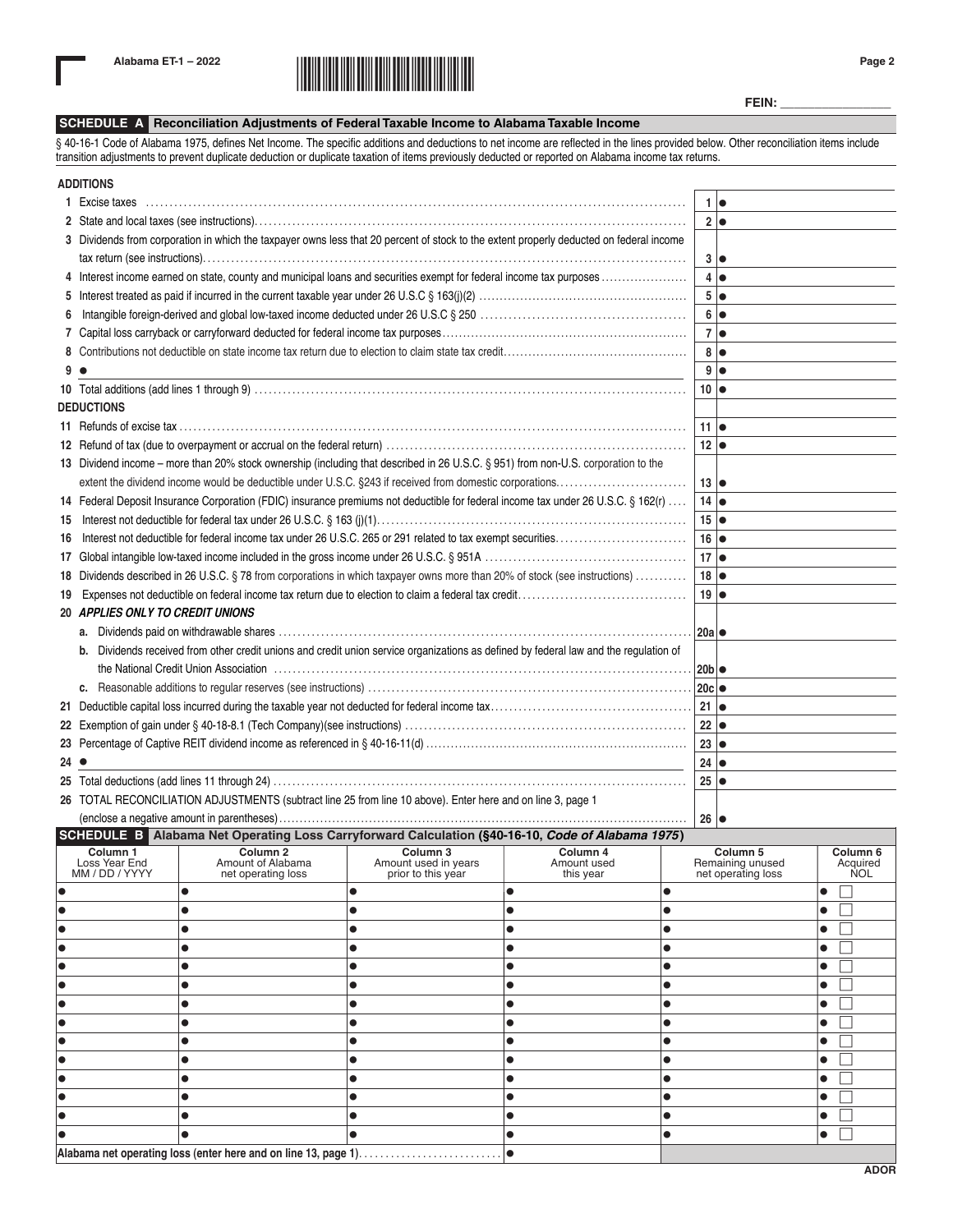Alabama ET-1 – 2022

FEIN: ________________

## SCHEDULE A Reconciliation Adjustments of Federal Taxable Income to Alabama Taxable Income

§ 40-16-1 Code of Alabama 1975, defines Net Income. The specific additions and deductions to net income are reflected in the lines provided below. Other reconciliation items include transition adjustments to prevent duplicate deduction or duplicate taxation of items previously deducted or reported on Alabama income tax returns.

**ADDITIONS**

| | | |
|---|---|---|
| 1 | Excise taxes | 1 ● |
| 2 | State and local taxes (see instructions) | 2 ● |
| 3 | Dividends from corporation in which the taxpayer owns less that 20 percent of stock to the extent properly deducted on federal income tax return (see instructions) | 3 ● |
| 4 | Interest income earned on state, county and municipal loans and securities exempt for federal income tax purposes | 4 ● |
| 5 | Interest treated as paid if incurred in the current taxable year under 26 U.S.C § 163(j)(2) | 5 ● |
| 6 | Intangible foreign-derived and global low-taxed income deducted under 26 U.S.C § 250 | 6 ● |
| 7 | Capital loss carryback or carryforward deducted for federal income tax purposes | 7 ● |
| 8 | Contributions not deductible on state income tax return due to election to claim state tax credit | 8 ● |
| 9 | ● | 9 ● |
| 10 | Total additions (add lines 1 through 9) | 10 ● |

**DEDUCTIONS**

| | | |
|---|---|---|
| 11 | Refunds of excise tax | 11 ● |
| 12 | Refund of tax (due to overpayment or accrual on the federal return) | 12 ● |
| 13 | Dividend income – more than 20% stock ownership (including that described in 26 U.S.C. § 951) from non-U.S. corporation to the extent the dividend income would be deductible under U.S.C. §243 if received from domestic corporations | 13 ● |
| 14 | Federal Deposit Insurance Corporation (FDIC) insurance premiums not deductible for federal income tax under 26 U.S.C. § 162(r) | 14 ● |
| 15 | Interest not deductible for federal tax under 26 U.S.C. § 163 (j)(1) | 15 ● |
| 16 | Interest not deductible for federal income tax under 26 U.S.C. 265 or 291 related to tax exempt securities | 16 ● |
| 17 | Global intangible low-taxed income included in the gross income under 26 U.S.C. § 951A | 17 ● |
| 18 | Dividends described in 26 U.S.C. § 78 from corporations in which taxpayer owns more than 20% of stock (see instructions) | 18 ● |
| 19 | Expenses not deductible on federal income tax return due to election to claim a federal tax credit | 19 ● |
| 20 | *APPLIES ONLY TO CREDIT UNIONS* | |
| | a. Dividends paid on withdrawable shares | 20a ● |
| | b. Dividends received from other credit unions and credit union service organizations as defined by federal law and the regulation of the National Credit Union Association | 20b ● |
| | c. Reasonable additions to regular reserves (see instructions) | 20c ● |
| 21 | Deductible capital loss incurred during the taxable year not deducted for federal income tax | 21 ● |
| 22 | Exemption of gain under § 40-18-8.1 (Tech Company)(see instructions) | 22 ● |
| 23 | Percentage of Captive REIT dividend income as referenced in § 40-16-11(d) | 23 ● |
| 24 | ● | 24 ● |
| 25 | Total deductions (add lines 11 through 24) | 25 ● |
| 26 | TOTAL RECONCILIATION ADJUSTMENTS (subtract line 25 from line 10 above). Enter here and on line 3, page 1 (enclose a negative amount in parentheses) | 26 ● |

## SCHEDULE B Alabama Net Operating Loss Carryforward Calculation (§40-16-10, *Code of Alabama 1975*)

| Column 1 Loss Year End MM / DD / YYYY | Column 2 Amount of Alabama net operating loss | Column 3 Amount used in years prior to this year | Column 4 Amount used this year | Column 5 Remaining unused net operating loss | Column 6 Acquired NOL |
|---|---|---|---|---|---|
| ● | ● | ● | ● | ● | ● ☐ |
| ● | ● | ● | ● | ● | ● ☐ |
| ● | ● | ● | ● | ● | ● ☐ |
| ● | ● | ● | ● | ● | ● ☐ |
| ● | ● | ● | ● | ● | ● ☐ |
| ● | ● | ● | ● | ● | ● ☐ |
| ● | ● | ● | ● | ● | ● ☐ |
| ● | ● | ● | ● | ● | ● ☐ |
| ● | ● | ● | ● | ● | ● ☐ |
| ● | ● | ● | ● | ● | ● ☐ |
| ● | ● | ● | ● | ● | ● ☐ |
| ● | ● | ● | ● | ● | ● ☐ |
| ● | ● | ● | ● | ● | ● ☐ |
| ● | ● | ● | ● | ● | ● ☐ |
| **Alabama net operating loss (enter here and on line 13, page 1)** | | | ● | | |

ADOR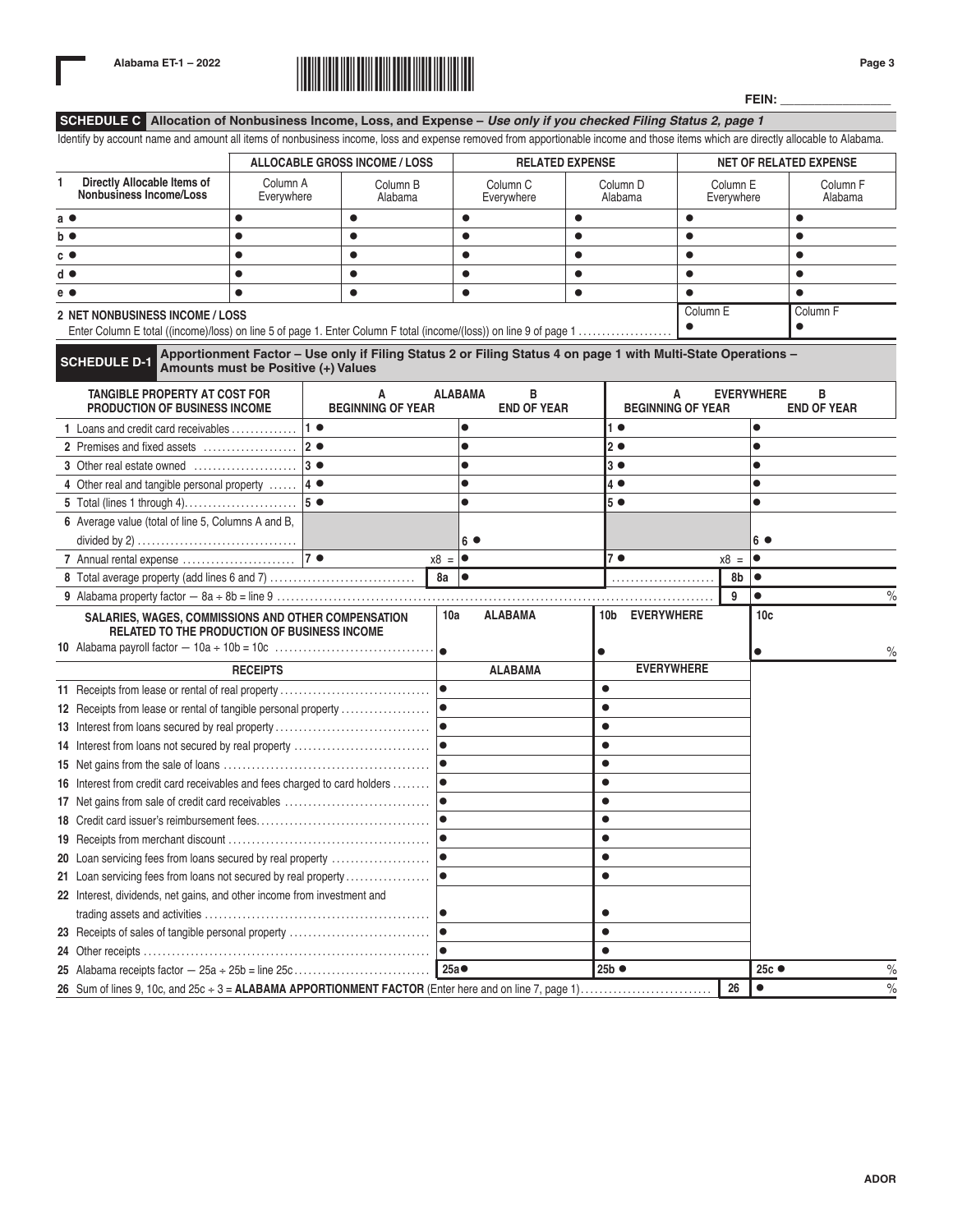**FEIN:** ________________

## SCHEDULE C Allocation of Nonbusiness Income, Loss, and Expense – *Use only if you checked Filing Status 2, page 1*

Identify by account name and amount all items of nonbusiness income, loss and expense removed from apportionable income and those items which are directly allocable to Alabama.

| 1 Directly Allocable Items of Nonbusiness Income/Loss | ALLOCABLE GROSS INCOME / LOSS | | RELATED EXPENSE | | NET OF RELATED EXPENSE | |
|---|---|---|---|---|---|---|
| | Column A Everywhere | Column B Alabama | Column C Everywhere | Column D Alabama | Column E Everywhere | Column F Alabama |
| a ● | ● | ● | ● | ● | ● | ● |
| b ● | ● | ● | ● | ● | ● | ● |
| c ● | ● | ● | ● | ● | ● | ● |
| d ● | ● | ● | ● | ● | ● | ● |
| e ● | ● | ● | ● | ● | ● | ● |
| **2 NET NONBUSINESS INCOME / LOSS** Enter Column E total ((income)/loss) on line 5 of page 1. Enter Column F total (income/(loss)) on line 9 of page 1 | | | | | Column E ● | Column F ● |

## SCHEDULE D-1 Apportionment Factor – Use only if Filing Status 2 or Filing Status 4 on page 1 with Multi-State Operations – Amounts must be Positive (+) Values

| TANGIBLE PROPERTY AT COST FOR PRODUCTION OF BUSINESS INCOME | ALABAMA A BEGINNING OF YEAR | ALABAMA B END OF YEAR | EVERYWHERE A BEGINNING OF YEAR | EVERYWHERE B END OF YEAR |
|---|---|---|---|---|
| 1 Loans and credit card receivables | 1 ● | ● | 1 ● | ● |
| 2 Premises and fixed assets | 2 ● | ● | 2 ● | ● |
| 3 Other real estate owned | 3 ● | ● | 3 ● | ● |
| 4 Other real and tangible personal property | 4 ● | ● | 4 ● | ● |
| 5 Total (lines 1 through 4) | 5 ● | ● | 5 ● | ● |
| 6 Average value (total of line 5, Columns A and B, divided by 2) | | 6 ● | | 6 ● |
| 7 Annual rental expense | 7 ● x8 = | ● | 7 ● x8 = | ● |
| 8 Total average property (add lines 6 and 7) | 8a | ● | 8b | ● |
| 9 Alabama property factor — 8a ÷ 8b = line 9 | | | 9 | ● % |

| SALARIES, WAGES, COMMISSIONS AND OTHER COMPENSATION RELATED TO THE PRODUCTION OF BUSINESS INCOME | 10a ALABAMA | 10b EVERYWHERE | 10c |
|---|---|---|---|
| 10 Alabama payroll factor — 10a ÷ 10b = 10c | ● | ● | ● % |

| RECEIPTS | ALABAMA | EVERYWHERE | |
|---|---|---|---|
| 11 Receipts from lease or rental of real property | ● | ● | |
| 12 Receipts from lease or rental of tangible personal property | ● | ● | |
| 13 Interest from loans secured by real property | ● | ● | |
| 14 Interest from loans not secured by real property | ● | ● | |
| 15 Net gains from the sale of loans | ● | ● | |
| 16 Interest from credit card receivables and fees charged to card holders | ● | ● | |
| 17 Net gains from sale of credit card receivables | ● | ● | |
| 18 Credit card issuer's reimbursement fees | ● | ● | |
| 19 Receipts from merchant discount | ● | ● | |
| 20 Loan servicing fees from loans secured by real property | ● | ● | |
| 21 Loan servicing fees from loans not secured by real property | ● | ● | |
| 22 Interest, dividends, net gains, and other income from investment and trading assets and activities | ● | ● | |
| 23 Receipts of sales of tangible personal property | ● | ● | |
| 24 Other receipts | ● | ● | |
| 25 Alabama receipts factor — 25a ÷ 25b = line 25c | 25a ● | 25b ● | 25c ● % |
| 26 Sum of lines 9, 10c, and 25c ÷ 3 = **ALABAMA APPORTIONMENT FACTOR** (Enter here and on line 7, page 1) | | 26 | ● % |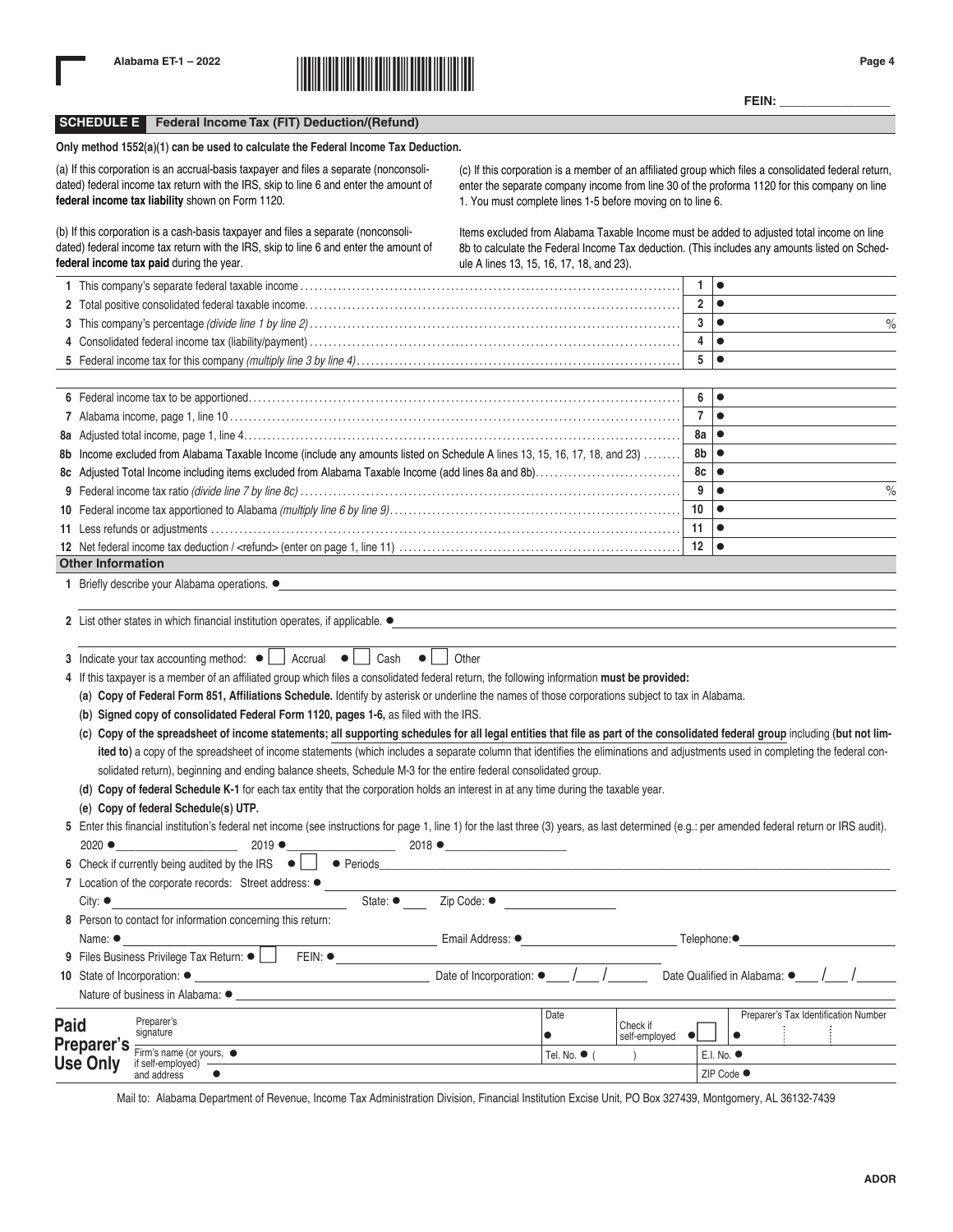Alabama ET-1 – 2022

FEIN: ________________

## SCHEDULE E Federal Income Tax (FIT) Deduction/(Refund)

**Only method 1552(a)(1) can be used to calculate the Federal Income Tax Deduction.**

(a) If this corporation is an accrual-basis taxpayer and files a separate (nonconsolidated) federal income tax return with the IRS, skip to line 6 and enter the amount of **federal income tax liability** shown on Form 1120.

(b) If this corporation is a cash-basis taxpayer and files a separate (nonconsolidated) federal income tax return with the IRS, skip to line 6 and enter the amount of **federal income tax paid** during the year.

(c) If this corporation is a member of an affiliated group which files a consolidated federal return, enter the separate company income from line 30 of the proforma 1120 for this company on line 1. You must complete lines 1-5 before moving on to line 6.

Items excluded from Alabama Taxable Income must be added to adjusted total income on line 8b to calculate the Federal Income Tax deduction. (This includes any amounts listed on Schedule A lines 13, 15, 16, 17, 18, and 23).

| | | | |
|---|---|---|---|
| 1 | This company's separate federal taxable income | 1 | ● |
| 2 | Total positive consolidated federal taxable income | 2 | ● |
| 3 | This company's percentage *(divide line 1 by line 2)* | 3 | ● % |
| 4 | Consolidated federal income tax (liability/payment) | 4 | ● |
| 5 | Federal income tax for this company *(multiply line 3 by line 4)* | 5 | ● |
| 6 | Federal income tax to be apportioned | 6 | ● |
| 7 | Alabama income, page 1, line 10 | 7 | ● |
| 8a | Adjusted total income, page 1, line 4 | 8a | ● |
| 8b | Income excluded from Alabama Taxable Income (include any amounts listed on Schedule A lines 13, 15, 16, 17, 18, and 23) | 8b | ● |
| 8c | Adjusted Total Income including items excluded from Alabama Taxable Income (add lines 8a and 8b) | 8c | ● |
| 9 | Federal income tax ratio *(divide line 7 by line 8c)* | 9 | ● % |
| 10 | Federal income tax apportioned to Alabama *(multiply line 6 by line 9)* | 10 | ● |
| 11 | Less refunds or adjustments | 11 | ● |
| 12 | Net federal income tax deduction / <refund> (enter on page 1, line 11) | 12 | ● |

### Other Information

1 Briefly describe your Alabama operations. ● ________________

2 List other states in which financial institution operates, if applicable. ● ________________

3 Indicate your tax accounting method: ● ☐ Accrual ● ☐ Cash ● ☐ Other

4 If this taxpayer is a member of an affiliated group which files a consolidated federal return, the following information **must be provided:**

(a) **Copy of Federal Form 851, Affiliations Schedule.** Identify by asterisk or underline the names of those corporations subject to tax in Alabama.

(b) **Signed copy of consolidated Federal Form 1120, pages 1-6,** as filed with the IRS.

(c) **Copy of the spreadsheet of income statements; all supporting schedules for all legal entities that file as part of the consolidated federal group** including (**but not limited to**) a copy of the spreadsheet of income statements (which includes a separate column that identifies the eliminations and adjustments used in completing the federal consolidated return), beginning and ending balance sheets, Schedule M-3 for the entire federal consolidated group.

(d) **Copy of federal Schedule K-1** for each tax entity that the corporation holds an interest in at any time during the taxable year.

(e) **Copy of federal Schedule(s) UTP.**

5 Enter this financial institution's federal net income (see instructions for page 1, line 1) for the last three (3) years, as last determined (e.g.: per amended federal return or IRS audit).

2020 ● ________ 2019 ● ________ 2018 ● ________

6 Check if currently being audited by the IRS ● ☐ ● Periods ________________

7 Location of the corporate records: Street address: ● ________________

City: ● ________ State: ● ____ Zip Code: ● ________

8 Person to contact for information concerning this return:

Name: ● ________ Email Address: ● ________ Telephone: ● ________

9 Files Business Privilege Tax Return: ● ☐ FEIN: ● ________

10 State of Incorporation: ● ________ Date of Incorporation: ● ___ /___ /______ Date Qualified in Alabama: ● ___ /___ /______

Nature of business in Alabama: ● ________________

| **Paid Preparer's Use Only** | | | | |
|---|---|---|---|---|
| Preparer's signature | | Date ● | Check if self-employed ● ☐ | Preparer's Tax Identification Number ● |
| Firm's name (or yours, if self-employed) and address | ● | Tel. No. ● ( ) | | E.I. No. ● |
| | ● | | | ZIP Code ● |

Mail to: Alabama Department of Revenue, Income Tax Administration Division, Financial Institution Excise Unit, PO Box 327439, Montgomery, AL 36132-7439

ADOR